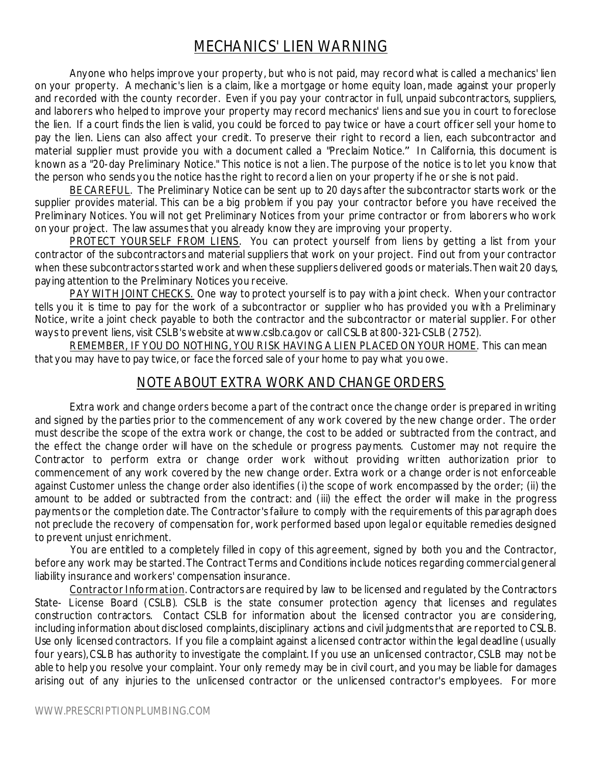## MECHANICS' LIEN WARNING

Anyone who helps improve your property, but who is not paid, may record what is called a mechanics' lien on your property. A mechanic's lien is a claim, like a mortgage or home equity loan, made against your properly and recorded with the county recorder. Even if you pay your contractor in full, unpaid subcontractors, suppliers, and laborers who helped to improve your property may record mechanics' liens and sue you in court to foreclose the lien. If a court finds the lien is valid, you could be forced to pay twice or have a court officer sell your home to pay the lien. Liens can also affect your credit. To preserve their right to record a lien, each subcontractor and material supplier must provide you with a document called a "Preclaim Notice." In California, this document is known as a "20-day Preliminary Notice." This notice is not a lien. The purpose of the notice is to let you know that the person who sends you the notice has the right to record a lien on your property if he or she is not paid.

BE CAREFUL. The Preliminary Notice can be sent up to 20 days after the subcontractor starts work or the supplier provides material. This can be a big problem if you pay your contractor before you have received the Preliminary Notices. You will not get Preliminary Notices from your prime contractor or from laborers who work on your project. The law assumes that you already know they are improving your property.

PROTECT YOURSELF FROM LIENS. You can protect yourself from liens by getting a list from your contractor of the subcontractors and material suppliers that work on your project. Find out from your contractor when these subcontractors started work and when these suppliers delivered goods or materials. Then wait 20 days, paying attention to the Preliminary Notices you receive.

PAY WITH JOINT CHECKS. One way to protect yourself is to pay with a joint check. When your contractor tells you it is time to pay for the work of a subcontractor or supplier who has provided you with a Preliminary Notice, write a joint check payable to both the contractor and the subcontractor or material supplier. For other ways to prevent liens, visit CSLB's website at www.cslb.ca.gov or call CSLB at 800-321-CSLB (2752).

REMEMBER, IF YOU DO NOTHING, YOU RISK HAVING A LIEN PLACED ON YOUR HOME. This can mean that you may have to pay twice, or face the forced sale of your home to pay what you owe.

## NOTE ABOUT EXTRA WORK AND CHANGE ORDERS

Extra work and change orders become a part of the contract once the change order is prepared in writing and signed by the parties prior to the commencement of any work covered by the new change order. The order must describe the scope of the extra work or change, the cost to be added or subtracted from the contract, and the effect the change order will have on the schedule or progress payments. Customer may not require the Contractor to perform extra or change order work without providing written authorization prior to commencement of any work covered by the new change order. Extra work or a change order is not enforceable against Customer unless the change order also identifies (i) the scope of work encompassed by the order; (ii) the amount to be added or subtracted from the contract: and (iii) the effect the order will make in the progress payments or the completion date. The Contractor's failure to comply with the requirements of this paragraph does not preclude the recovery of compensation for, work performed based upon legal or equitable remedies designed to prevent unjust enrichment.

You are entitled to a completely filled in copy of this agreement, signed by both you and the Contractor, before any work may be started. The Contract Terms and Conditions include notices regarding commercial general liability insurance and workers' compensation insurance.

Contractor Information. Contractors are required by law to be licensed and regulated by the Contractors State- License Board (CSLB). CSLB is the state consumer protection agency that licenses and regulates construction contractors. Contact CSLB for information about the licensed contractor you are considering, including information about disclosed complaints, disciplinary actions and civil judgments that are reported to CSLB. Use only licensed contractors. If you file a complaint against a licensed contractor within the legal deadline (usually four years), CSLB has authority to investigate the complaint. If you use an unlicensed contractor, CSLB may not be able to help you resolve your complaint. Your only remedy may be in civil court, and you may be liable for damages arising out of any injuries to the unlicensed contractor or the unlicensed contractor's employees. For more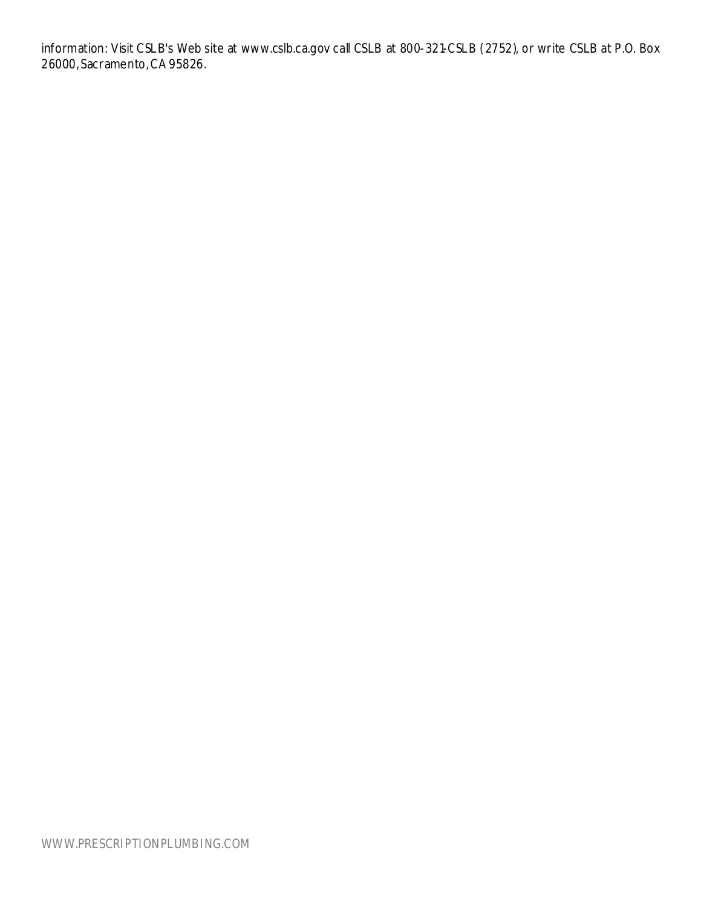information: Visit CSLB's Web site at www.cslb.ca.gov call CSLB at 800-321-CSLB (2752), or write CSLB at P.O. Box 26000, Sacramento, CA 95826.